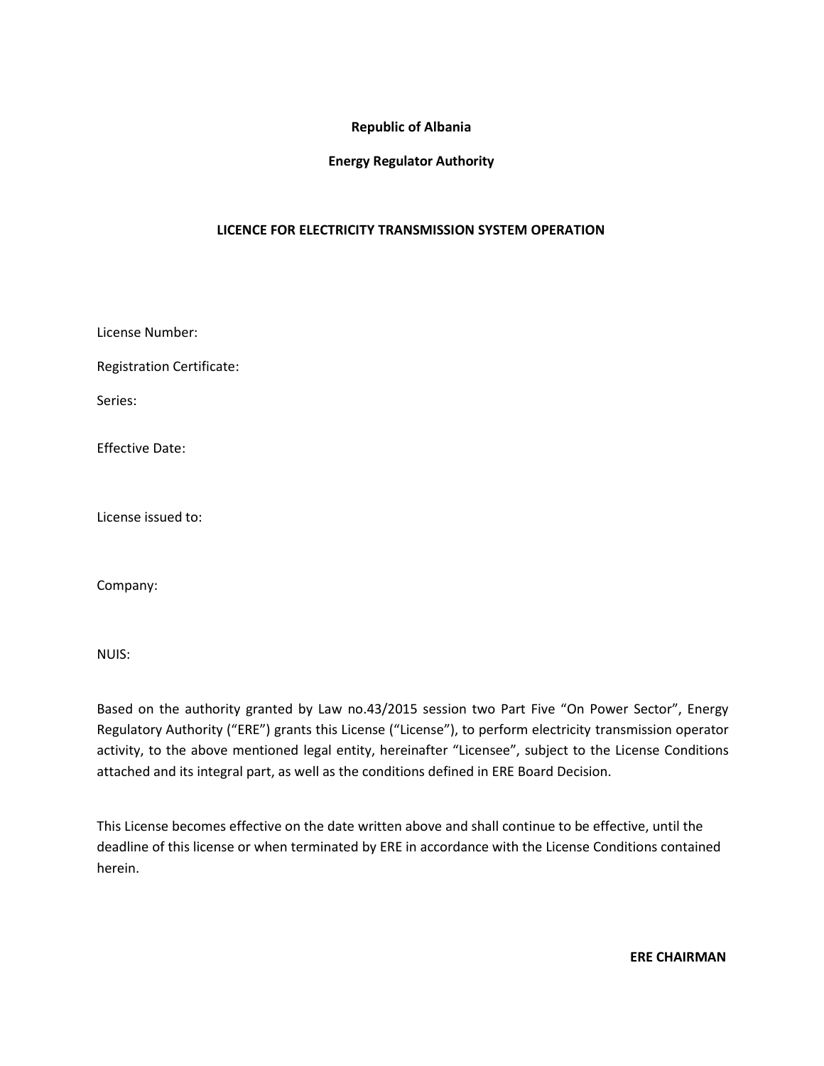**Republic of Albania**

**Energy Regulator Authority**

# LICENCE FOR ELECTRICITY TRANSMISSION SYSTEM OPERATION

License Number:

Registration Certificate:

Series:

Effective Date:

License issued to:

Company:

NUIS:

Based on the authority granted by Law no.43/2015 session two Part Five “On Power Sector”, Energy Regulatory Authority (“ERE”) grants this License (“License”), to perform electricity transmission operator activity, to the above mentioned legal entity, hereinafter “Licensee”, subject to the License Conditions attached and its integral part, as well as the conditions defined in ERE Board Decision.

This License becomes effective on the date written above and shall continue to be effective, until the deadline of this license or when terminated by ERE in accordance with the License Conditions contained herein.

**ERE CHAIRMAN**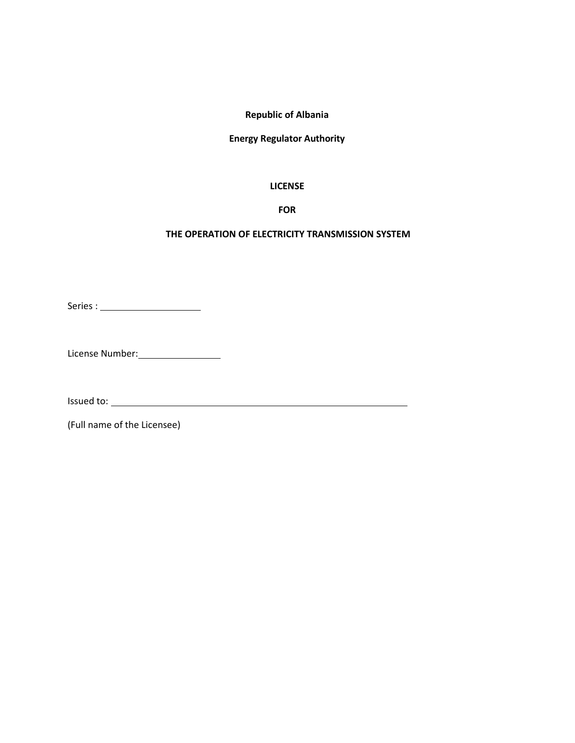**Republic of Albania**

**Energy Regulator Authority**

**LICENSE**

**FOR**

**THE OPERATION OF ELECTRICITY TRANSMISSION SYSTEM**

Series : ____________________

License Number: ________________

Issued to: ____________________________________________________________

(Full name of the Licensee)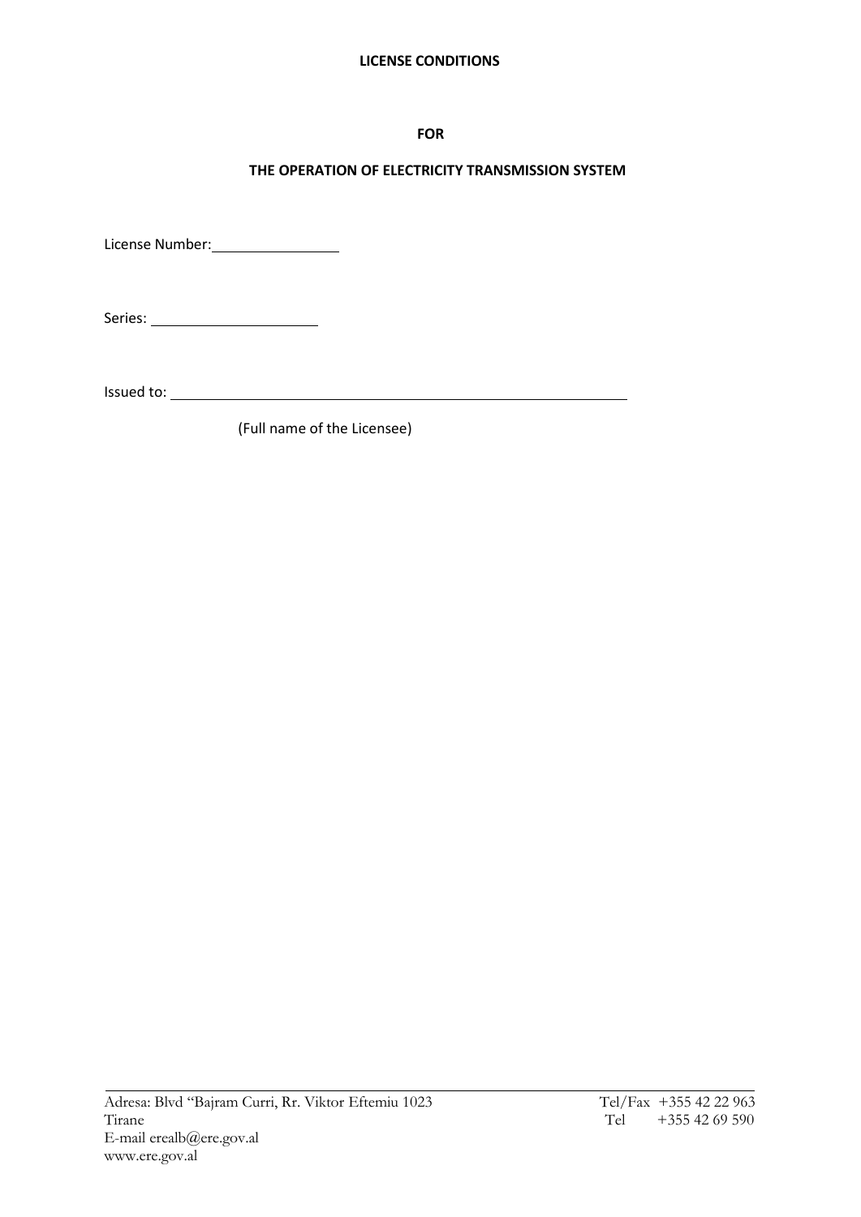**LICENSE CONDITIONS**

**FOR**

**THE OPERATION OF ELECTRICITY TRANSMISSION SYSTEM**

License Number:________________

Series: ____________________

Issued to: __________________________________________________________

(Full name of the Licensee)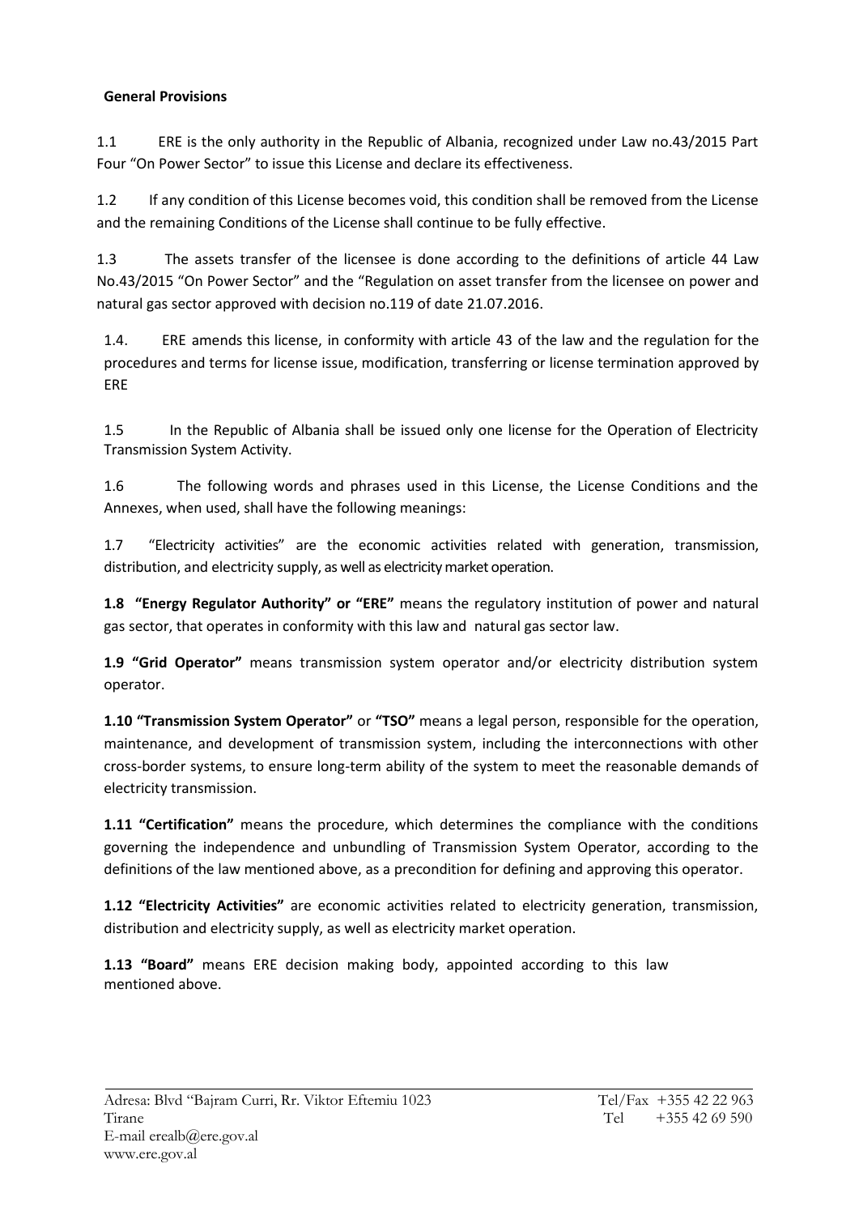**General Provisions**

1.1 ERE is the only authority in the Republic of Albania, recognized under Law no.43/2015 Part Four "On Power Sector" to issue this License and declare its effectiveness.

1.2 If any condition of this License becomes void, this condition shall be removed from the License and the remaining Conditions of the License shall continue to be fully effective.

1.3 The assets transfer of the licensee is done according to the definitions of article 44 Law No.43/2015 "On Power Sector" and the "Regulation on asset transfer from the licensee on power and natural gas sector approved with decision no.119 of date 21.07.2016.

1.4. ERE amends this license, in conformity with article 43 of the law and the regulation for the procedures and terms for license issue, modification, transferring or license termination approved by ERE

1.5 In the Republic of Albania shall be issued only one license for the Operation of Electricity Transmission System Activity.

1.6 The following words and phrases used in this License, the License Conditions and the Annexes, when used, shall have the following meanings:

1.7 "Electricity activities" are the economic activities related with generation, transmission, distribution, and electricity supply, as well as electricity market operation.

**1.8 "Energy Regulator Authority" or "ERE"** means the regulatory institution of power and natural gas sector, that operates in conformity with this law and natural gas sector law.

**1.9 "Grid Operator"** means transmission system operator and/or electricity distribution system operator.

**1.10 "Transmission System Operator"** or **"TSO"** means a legal person, responsible for the operation, maintenance, and development of transmission system, including the interconnections with other cross-border systems, to ensure long-term ability of the system to meet the reasonable demands of electricity transmission.

**1.11 "Certification"** means the procedure, which determines the compliance with the conditions governing the independence and unbundling of Transmission System Operator, according to the definitions of the law mentioned above, as a precondition for defining and approving this operator.

**1.12 "Electricity Activities"** are economic activities related to electricity generation, transmission, distribution and electricity supply, as well as electricity market operation.

**1.13 "Board"** means ERE decision making body, appointed according to this law mentioned above.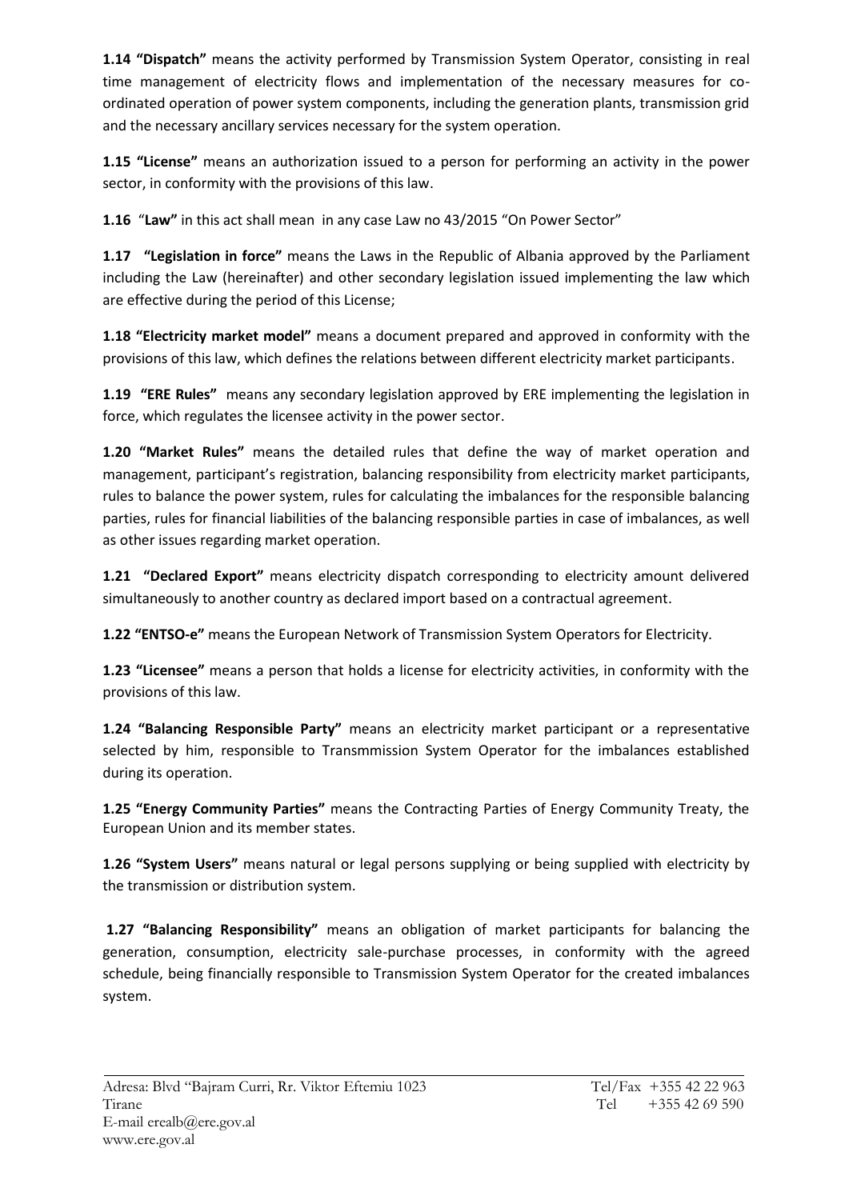**1.14 "Dispatch"** means the activity performed by Transmission System Operator, consisting in real time management of electricity flows and implementation of the necessary measures for co-ordinated operation of power system components, including the generation plants, transmission grid and the necessary ancillary services necessary for the system operation.

**1.15 "License"** means an authorization issued to a person for performing an activity in the power sector, in conformity with the provisions of this law.

**1.16** "**Law"** in this act shall mean in any case Law no 43/2015 "On Power Sector"

**1.17 "Legislation in force"** means the Laws in the Republic of Albania approved by the Parliament including the Law (hereinafter) and other secondary legislation issued implementing the law which are effective during the period of this License;

**1.18 "Electricity market model"** means a document prepared and approved in conformity with the provisions of this law, which defines the relations between different electricity market participants.

**1.19 "ERE Rules"** means any secondary legislation approved by ERE implementing the legislation in force, which regulates the licensee activity in the power sector.

**1.20 "Market Rules"** means the detailed rules that define the way of market operation and management, participant's registration, balancing responsibility from electricity market participants, rules to balance the power system, rules for calculating the imbalances for the responsible balancing parties, rules for financial liabilities of the balancing responsible parties in case of imbalances, as well as other issues regarding market operation.

**1.21 "Declared Export"** means electricity dispatch corresponding to electricity amount delivered simultaneously to another country as declared import based on a contractual agreement.

**1.22 "ENTSO-e"** means the European Network of Transmission System Operators for Electricity.

**1.23 "Licensee"** means a person that holds a license for electricity activities, in conformity with the provisions of this law.

**1.24 "Balancing Responsible Party"** means an electricity market participant or a representative selected by him, responsible to Transmmission System Operator for the imbalances established during its operation.

**1.25 "Energy Community Parties"** means the Contracting Parties of Energy Community Treaty, the European Union and its member states.

**1.26 "System Users"** means natural or legal persons supplying or being supplied with electricity by the transmission or distribution system.

**1.27 "Balancing Responsibility"** means an obligation of market participants for balancing the generation, consumption, electricity sale-purchase processes, in conformity with the agreed schedule, being financially responsible to Transmission System Operator for the created imbalances system.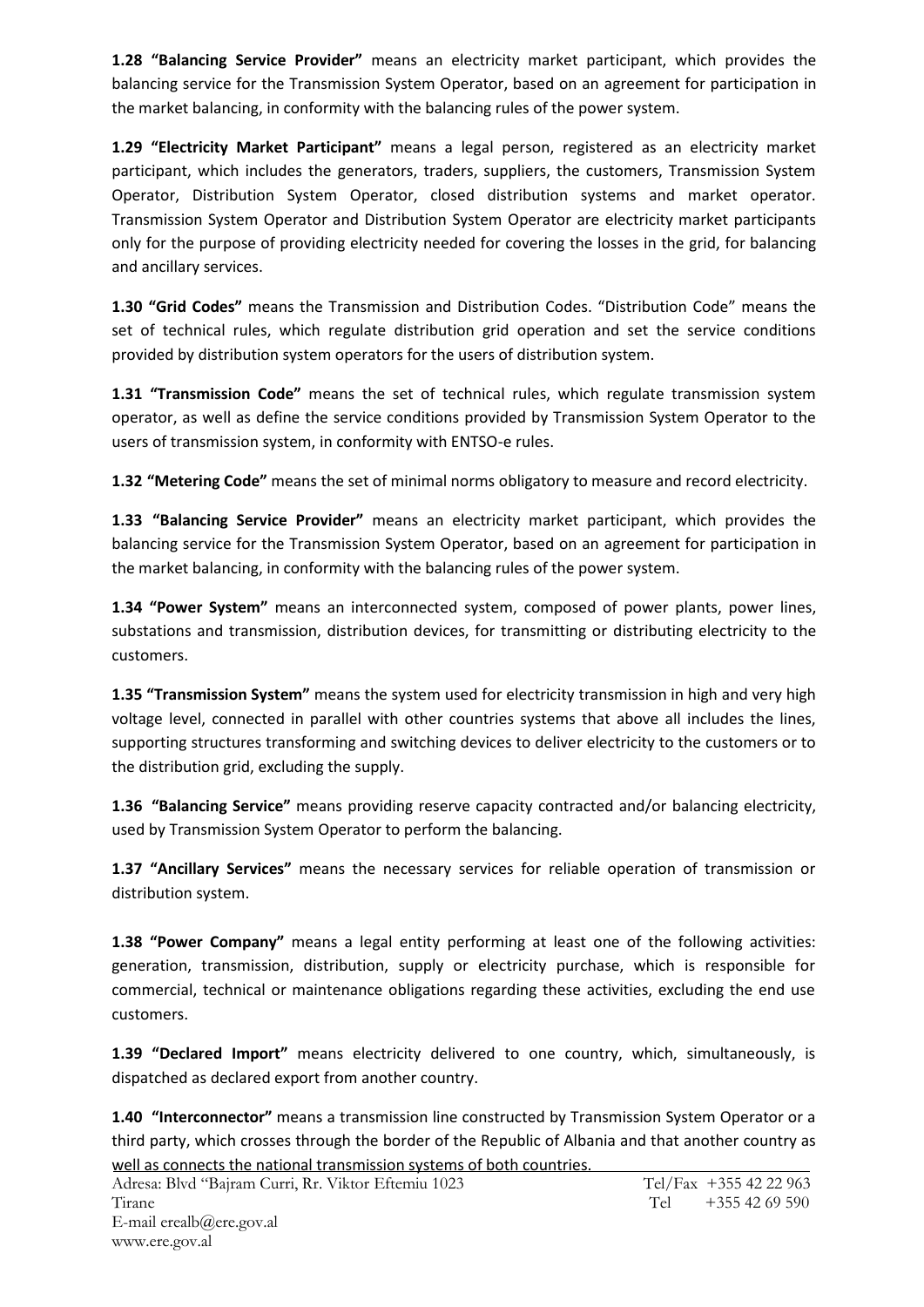**1.28 "Balancing Service Provider"** means an electricity market participant, which provides the balancing service for the Transmission System Operator, based on an agreement for participation in the market balancing, in conformity with the balancing rules of the power system.

**1.29 "Electricity Market Participant"** means a legal person, registered as an electricity market participant, which includes the generators, traders, suppliers, the customers, Transmission System Operator, Distribution System Operator, closed distribution systems and market operator. Transmission System Operator and Distribution System Operator are electricity market participants only for the purpose of providing electricity needed for covering the losses in the grid, for balancing and ancillary services.

**1.30 "Grid Codes"** means the Transmission and Distribution Codes. "Distribution Code" means the set of technical rules, which regulate distribution grid operation and set the service conditions provided by distribution system operators for the users of distribution system.

**1.31 "Transmission Code"** means the set of technical rules, which regulate transmission system operator, as well as define the service conditions provided by Transmission System Operator to the users of transmission system, in conformity with ENTSO-e rules.

**1.32 "Metering Code"** means the set of minimal norms obligatory to measure and record electricity.

**1.33 "Balancing Service Provider"** means an electricity market participant, which provides the balancing service for the Transmission System Operator, based on an agreement for participation in the market balancing, in conformity with the balancing rules of the power system.

**1.34 "Power System"** means an interconnected system, composed of power plants, power lines, substations and transmission, distribution devices, for transmitting or distributing electricity to the customers.

**1.35 "Transmission System"** means the system used for electricity transmission in high and very high voltage level, connected in parallel with other countries systems that above all includes the lines, supporting structures transforming and switching devices to deliver electricity to the customers or to the distribution grid, excluding the supply.

**1.36 "Balancing Service"** means providing reserve capacity contracted and/or balancing electricity, used by Transmission System Operator to perform the balancing.

**1.37 "Ancillary Services"** means the necessary services for reliable operation of transmission or distribution system.

**1.38 "Power Company"** means a legal entity performing at least one of the following activities: generation, transmission, distribution, supply or electricity purchase, which is responsible for commercial, technical or maintenance obligations regarding these activities, excluding the end use customers.

**1.39 "Declared Import"** means electricity delivered to one country, which, simultaneously, is dispatched as declared export from another country.

**1.40 "Interconnector"** means a transmission line constructed by Transmission System Operator or a third party, which crosses through the border of the Republic of Albania and that another country as well as connects the national transmission systems of both countries.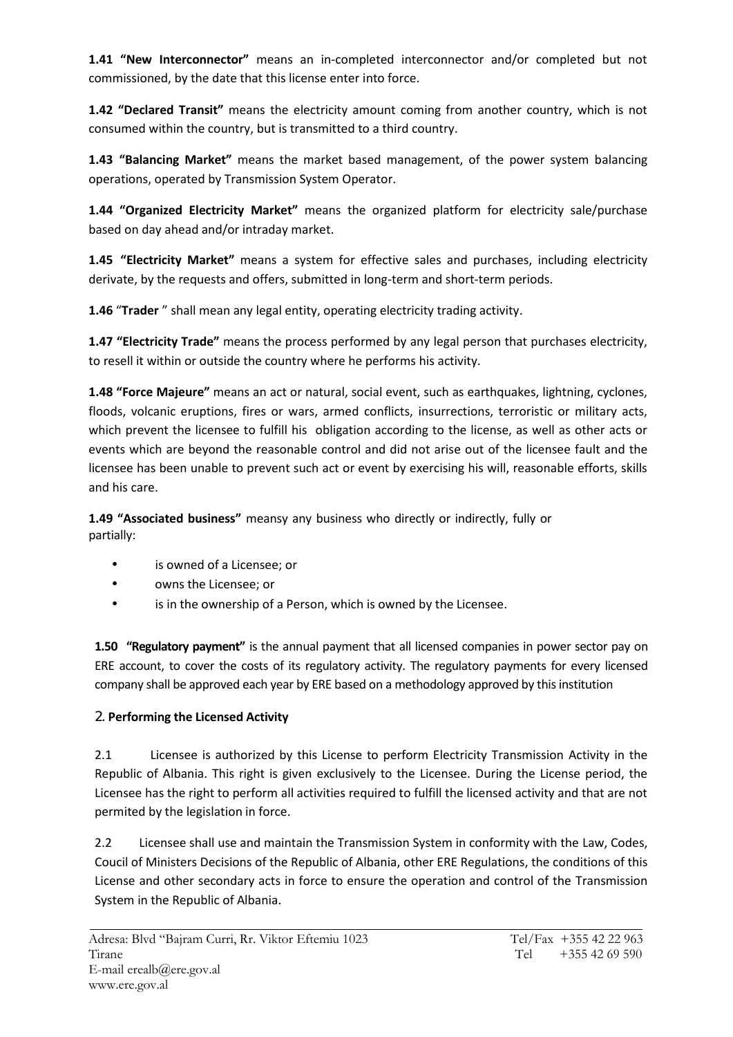**1.41 "New Interconnector"** means an in-completed interconnector and/or completed but not commissioned, by the date that this license enter into force.

**1.42 "Declared Transit"** means the electricity amount coming from another country, which is not consumed within the country, but is transmitted to a third country.

**1.43 "Balancing Market"** means the market based management, of the power system balancing operations, operated by Transmission System Operator.

**1.44 "Organized Electricity Market"** means the organized platform for electricity sale/purchase based on day ahead and/or intraday market.

**1.45 "Electricity Market"** means a system for effective sales and purchases, including electricity derivate, by the requests and offers, submitted in long-term and short-term periods.

**1.46** "**Trader** " shall mean any legal entity, operating electricity trading activity.

**1.47 "Electricity Trade"** means the process performed by any legal person that purchases electricity, to resell it within or outside the country where he performs his activity.

**1.48 "Force Majeure"** means an act or natural, social event, such as earthquakes, lightning, cyclones, floods, volcanic eruptions, fires or wars, armed conflicts, insurrections, terroristic or military acts, which prevent the licensee to fulfill his obligation according to the license, as well as other acts or events which are beyond the reasonable control and did not arise out of the licensee fault and the licensee has been unable to prevent such act or event by exercising his will, reasonable efforts, skills and his care.

**1.49 "Associated business"** meansy any business who directly or indirectly, fully or partially:

- is owned of a Licensee; or
- owns the Licensee; or
- is in the ownership of a Person, which is owned by the Licensee.

**1.50 "Regulatory payment"** is the annual payment that all licensed companies in power sector pay on ERE account, to cover the costs of its regulatory activity. The regulatory payments for every licensed company shall be approved each year by ERE based on a methodology approved by this institution

## 2. Performing the Licensed Activity

2.1 Licensee is authorized by this License to perform Electricity Transmission Activity in the Republic of Albania. This right is given exclusively to the Licensee. During the License period, the Licensee has the right to perform all activities required to fulfill the licensed activity and that are not permited by the legislation in force.

2.2 Licensee shall use and maintain the Transmission System in conformity with the Law, Codes, Coucil of Ministers Decisions of the Republic of Albania, other ERE Regulations, the conditions of this License and other secondary acts in force to ensure the operation and control of the Transmission System in the Republic of Albania.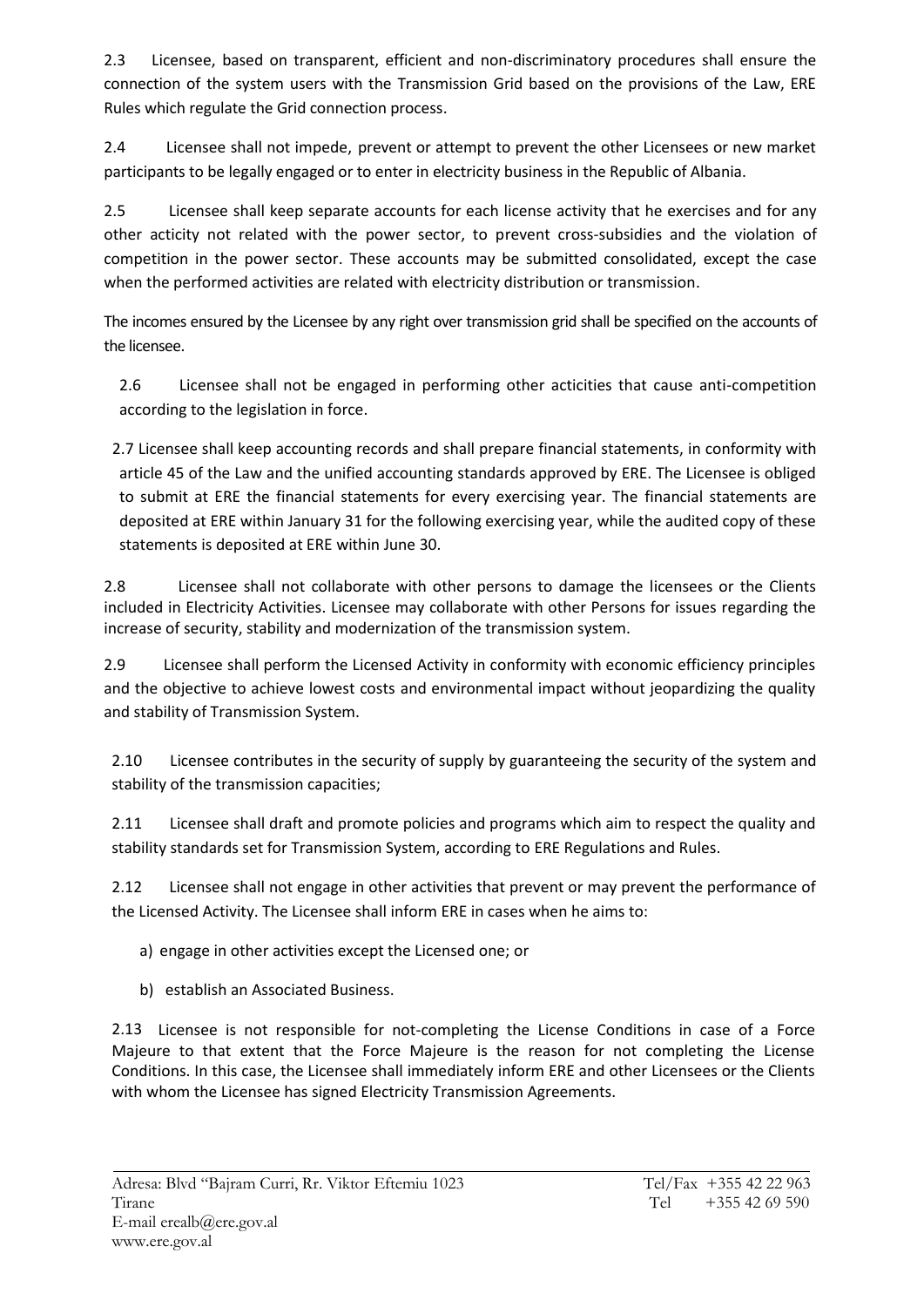2.3 Licensee, based on transparent, efficient and non-discriminatory procedures shall ensure the connection of the system users with the Transmission Grid based on the provisions of the Law, ERE Rules which regulate the Grid connection process.

2.4 Licensee shall not impede, prevent or attempt to prevent the other Licensees or new market participants to be legally engaged or to enter in electricity business in the Republic of Albania.

2.5 Licensee shall keep separate accounts for each license activity that he exercises and for any other acticity not related with the power sector, to prevent cross-subsidies and the violation of competition in the power sector. These accounts may be submitted consolidated, except the case when the performed activities are related with electricity distribution or transmission.

The incomes ensured by the Licensee by any right over transmission grid shall be specified on the accounts of the licensee.

2.6 Licensee shall not be engaged in performing other acticities that cause anti-competition according to the legislation in force.

2.7 Licensee shall keep accounting records and shall prepare financial statements, in conformity with article 45 of the Law and the unified accounting standards approved by ERE. The Licensee is obliged to submit at ERE the financial statements for every exercising year. The financial statements are deposited at ERE within January 31 for the following exercising year, while the audited copy of these statements is deposited at ERE within June 30.

2.8 Licensee shall not collaborate with other persons to damage the licensees or the Clients included in Electricity Activities. Licensee may collaborate with other Persons for issues regarding the increase of security, stability and modernization of the transmission system.

2.9 Licensee shall perform the Licensed Activity in conformity with economic efficiency principles and the objective to achieve lowest costs and environmental impact without jeopardizing the quality and stability of Transmission System.

2.10 Licensee contributes in the security of supply by guaranteeing the security of the system and stability of the transmission capacities;

2.11 Licensee shall draft and promote policies and programs which aim to respect the quality and stability standards set for Transmission System, according to ERE Regulations and Rules.

2.12 Licensee shall not engage in other activities that prevent or may prevent the performance of the Licensed Activity. The Licensee shall inform ERE in cases when he aims to:

a) engage in other activities except the Licensed one; or

b) establish an Associated Business.

2.13 Licensee is not responsible for not-completing the License Conditions in case of a Force Majeure to that extent that the Force Majeure is the reason for not completing the License Conditions. In this case, the Licensee shall immediately inform ERE and other Licensees or the Clients with whom the Licensee has signed Electricity Transmission Agreements.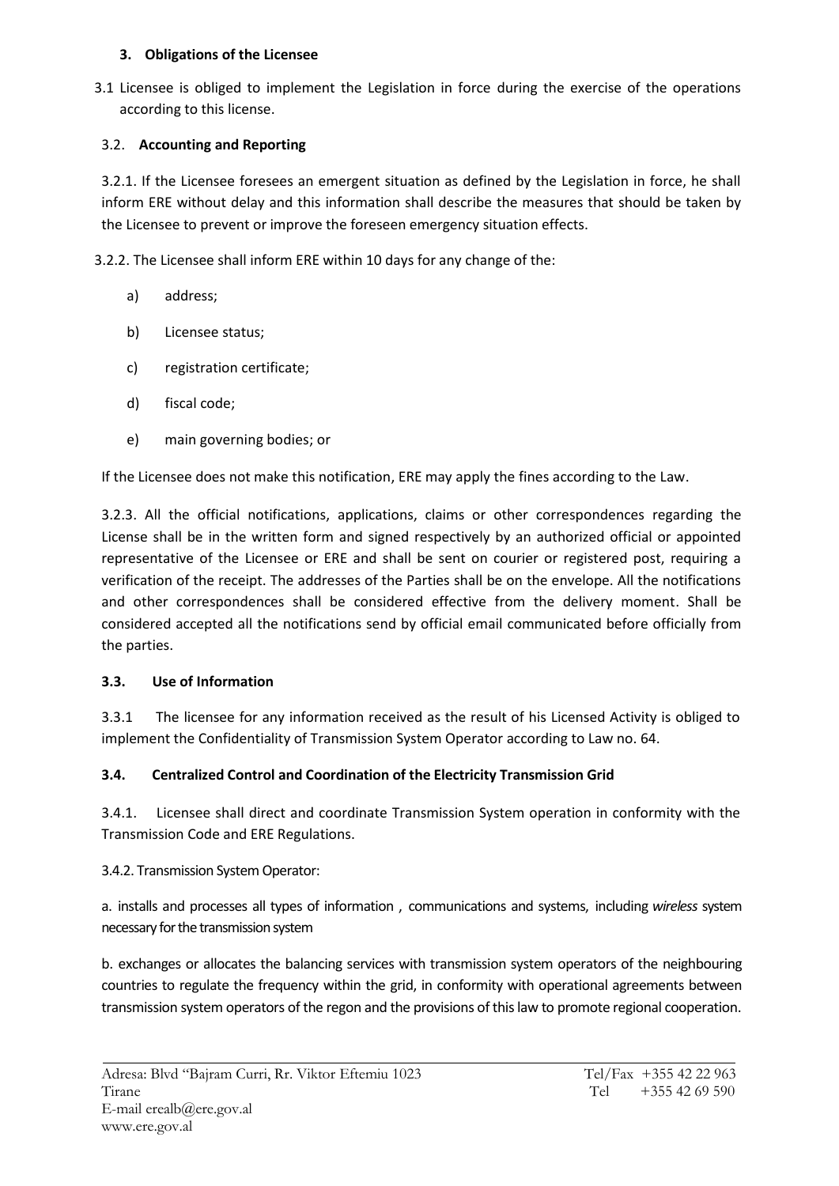### 3. Obligations of the Licensee

3.1 Licensee is obliged to implement the Legislation in force during the exercise of the operations according to this license.

3.2. **Accounting and Reporting**

3.2.1. If the Licensee foresees an emergent situation as defined by the Legislation in force, he shall inform ERE without delay and this information shall describe the measures that should be taken by the Licensee to prevent or improve the foreseen emergency situation effects.

3.2.2. The Licensee shall inform ERE within 10 days for any change of the:

a) address;

b) Licensee status;

c) registration certificate;

d) fiscal code;

e) main governing bodies; or

If the Licensee does not make this notification, ERE may apply the fines according to the Law.

3.2.3. All the official notifications, applications, claims or other correspondences regarding the License shall be in the written form and signed respectively by an authorized official or appointed representative of the Licensee or ERE and shall be sent on courier or registered post, requiring a verification of the receipt. The addresses of the Parties shall be on the envelope. All the notifications and other correspondences shall be considered effective from the delivery moment. Shall be considered accepted all the notifications send by official email communicated before officially from the parties.

**3.3. Use of Information**

3.3.1 The licensee for any information received as the result of his Licensed Activity is obliged to implement the Confidentiality of Transmission System Operator according to Law no. 64.

**3.4. Centralized Control and Coordination of the Electricity Transmission Grid**

3.4.1. Licensee shall direct and coordinate Transmission System operation in conformity with the Transmission Code and ERE Regulations.

3.4.2. Transmission System Operator:

a. installs and processes all types of information , communications and systems, including *wireless* system necessary for the transmission system

b. exchanges or allocates the balancing services with transmission system operators of the neighbouring countries to regulate the frequency within the grid, in conformity with operational agreements between transmission system operators of the regon and the provisions of this law to promote regional cooperation.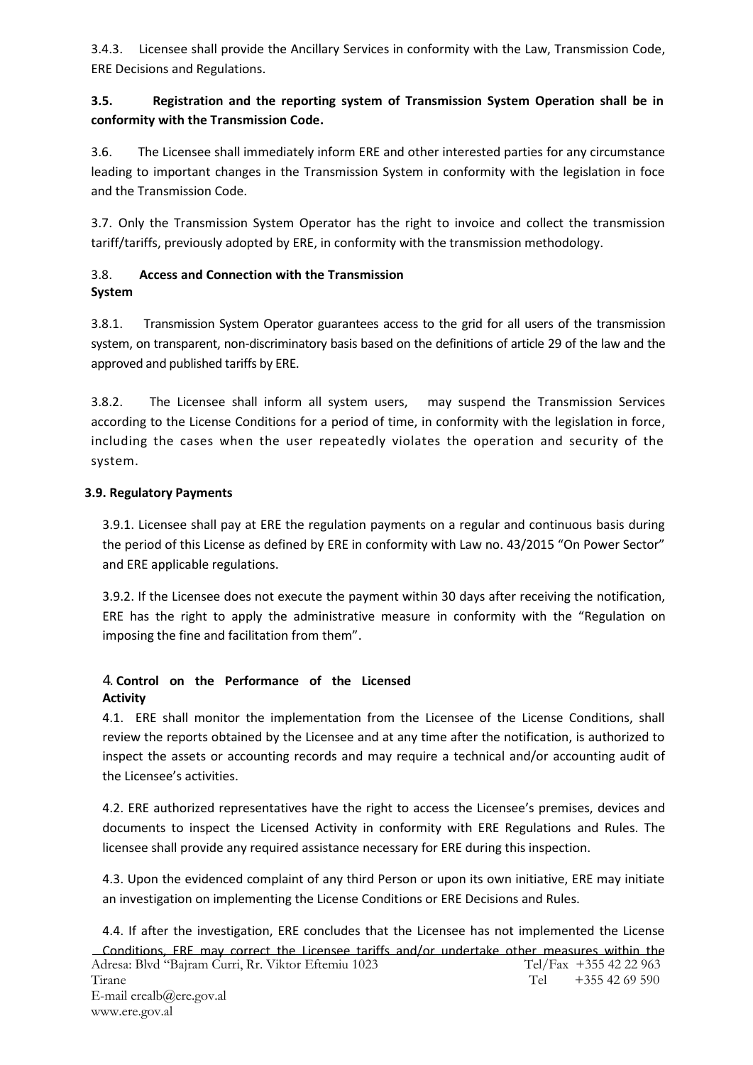3.4.3. Licensee shall provide the Ancillary Services in conformity with the Law, Transmission Code, ERE Decisions and Regulations.

**3.5. Registration and the reporting system of Transmission System Operation shall be in conformity with the Transmission Code.**

3.6. The Licensee shall immediately inform ERE and other interested parties for any circumstance leading to important changes in the Transmission System in conformity with the legislation in foce and the Transmission Code.

3.7. Only the Transmission System Operator has the right to invoice and collect the transmission tariff/tariffs, previously adopted by ERE, in conformity with the transmission methodology.

### 3.8. Access and Connection with the Transmission System

3.8.1. Transmission System Operator guarantees access to the grid for all users of the transmission system, on transparent, non-discriminatory basis based on the definitions of article 29 of the law and the approved and published tariffs by ERE.

3.8.2. The Licensee shall inform all system users, may suspend the Transmission Services according to the License Conditions for a period of time, in conformity with the legislation in force, including the cases when the user repeatedly violates the operation and security of the system.

### 3.9. Regulatory Payments

3.9.1. Licensee shall pay at ERE the regulation payments on a regular and continuous basis during the period of this License as defined by ERE in conformity with Law no. 43/2015 "On Power Sector" and ERE applicable regulations.

3.9.2. If the Licensee does not execute the payment within 30 days after receiving the notification, ERE has the right to apply the administrative measure in conformity with the "Regulation on imposing the fine and facilitation from them".

## 4. Control on the Performance of the Licensed Activity

4.1. ERE shall monitor the implementation from the Licensee of the License Conditions, shall review the reports obtained by the Licensee and at any time after the notification, is authorized to inspect the assets or accounting records and may require a technical and/or accounting audit of the Licensee's activities.

4.2. ERE authorized representatives have the right to access the Licensee's premises, devices and documents to inspect the Licensed Activity in conformity with ERE Regulations and Rules. The licensee shall provide any required assistance necessary for ERE during this inspection.

4.3. Upon the evidenced complaint of any third Person or upon its own initiative, ERE may initiate an investigation on implementing the License Conditions or ERE Decisions and Rules.

4.4. If after the investigation, ERE concludes that the Licensee has not implemented the License Conditions, ERE may correct the Licensee tariffs and/or undertake other measures within the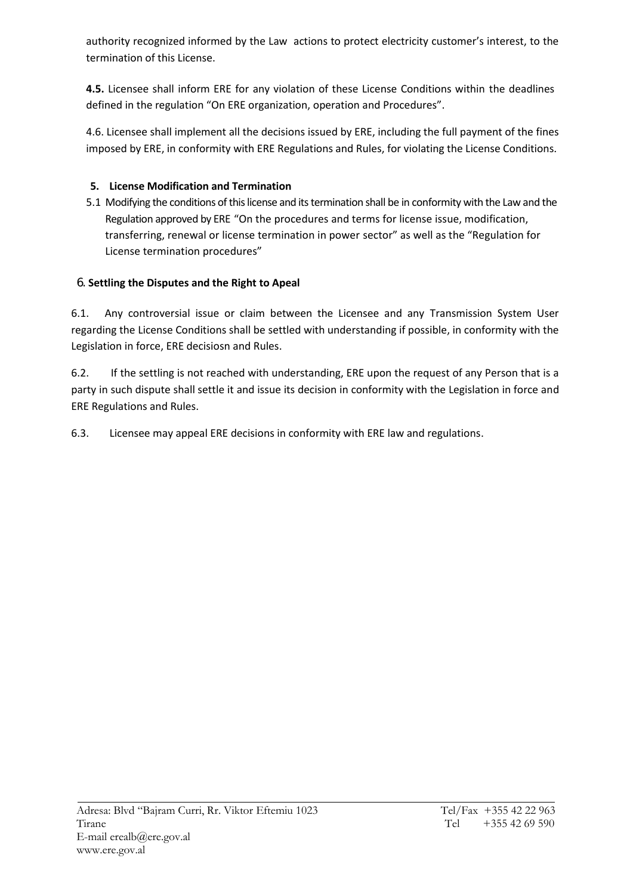authority recognized informed by the Law actions to protect electricity customer's interest, to the termination of this License.

**4.5.** Licensee shall inform ERE for any violation of these License Conditions within the deadlines defined in the regulation "On ERE organization, operation and Procedures".

4.6. Licensee shall implement all the decisions issued by ERE, including the full payment of the fines imposed by ERE, in conformity with ERE Regulations and Rules, for violating the License Conditions.

### 5. License Modification and Termination

5.1 Modifying the conditions of this license and its termination shall be in conformity with the Law and the Regulation approved by ERE "On the procedures and terms for license issue, modification, transferring, renewal or license termination in power sector" as well as the "Regulation for License termination procedures"

### 6. Settling the Disputes and the Right to Apeal

6.1. Any controversial issue or claim between the Licensee and any Transmission System User regarding the License Conditions shall be settled with understanding if possible, in conformity with the Legislation in force, ERE decisiosn and Rules.

6.2. If the settling is not reached with understanding, ERE upon the request of any Person that is a party in such dispute shall settle it and issue its decision in conformity with the Legislation in force and ERE Regulations and Rules.

6.3. Licensee may appeal ERE decisions in conformity with ERE law and regulations.